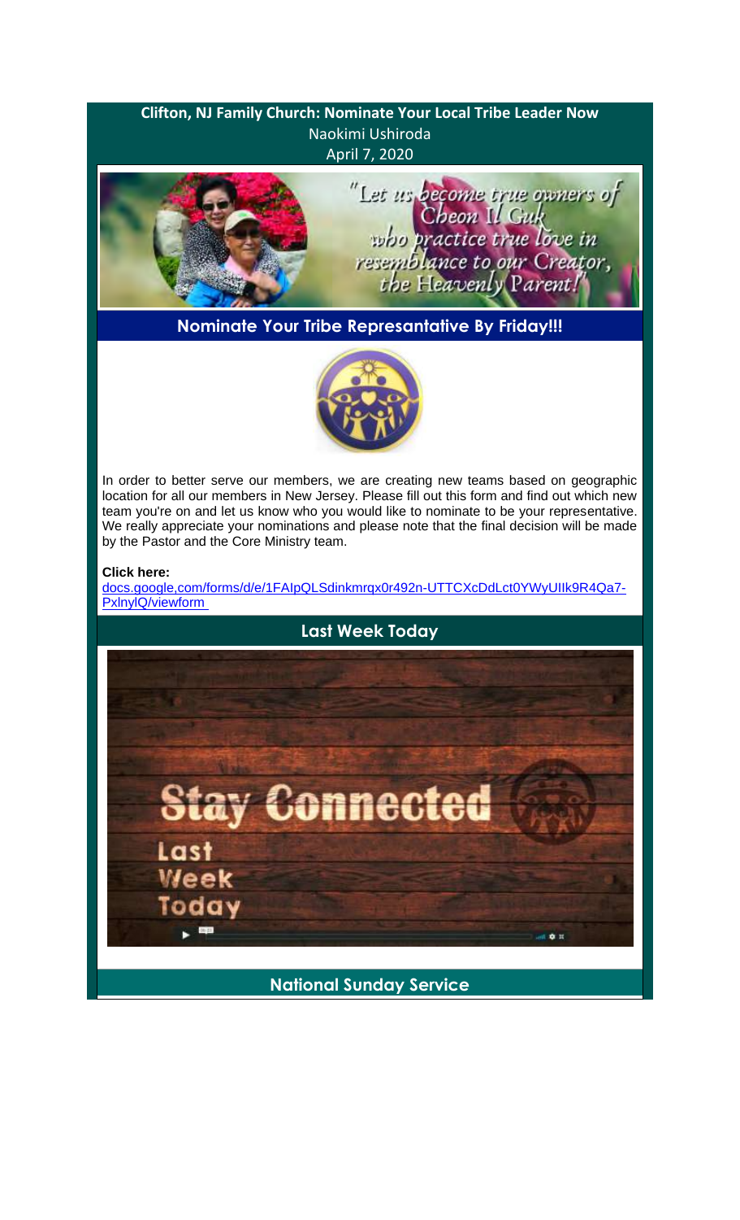# Clifton, NJ Family Church: Nominate Your Local Tribe Leader Now

Naokimi Ushiroda

April 7, 2020

"Let us become true owners of Cheon Il Guk who practice true love in resemblance to our Creator, the Heavenly Parent!"

## Nominate Your Tribe Represantative By Friday!!!

In order to better serve our members, we are creating new teams based on geographic location for all our members in New Jersey. Please fill out this form and find out which new team you're on and let us know who you would like to nominate to be your representative. We really appreciate your nominations and please note that the final decision will be made by the Pastor and the Core Ministry team.

**Click here:**

docs.google,com/forms/d/e/1FAIpQLSdinkmrqx0r492n-UTTCXcDdLct0YWyUIIk9R4Qa7-PxlnylQ/viewform

## Last Week Today

Stay Connected

Last Week Today

## National Sunday Service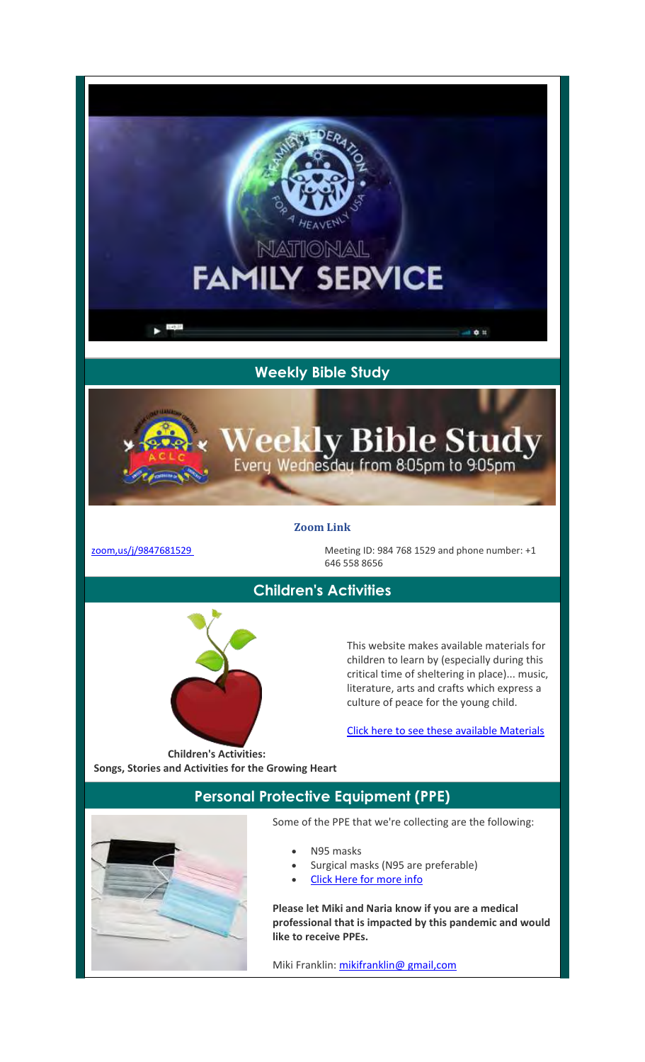## Weekly Bible Study

**Zoom Link**

zoom,us/j/9847681529

Meeting ID: 984 768 1529 and phone number: +1 646 558 8656

## Children's Activities

This website makes available materials for children to learn by (especially during this critical time of sheltering in place)... music, literature, arts and crafts which express a culture of peace for the young child.

Click here to see these available Materials

**Children's Activities:**
**Songs, Stories and Activities for the Growing Heart**

## Personal Protective Equipment (PPE)

Some of the PPE that we're collecting are the following:

- N95 masks
- Surgical masks (N95 are preferable)
- Click Here for more info

**Please let Miki and Naria know if you are a medical professional that is impacted by this pandemic and would like to receive PPEs.**

Miki Franklin: mikifranklin@ gmail,com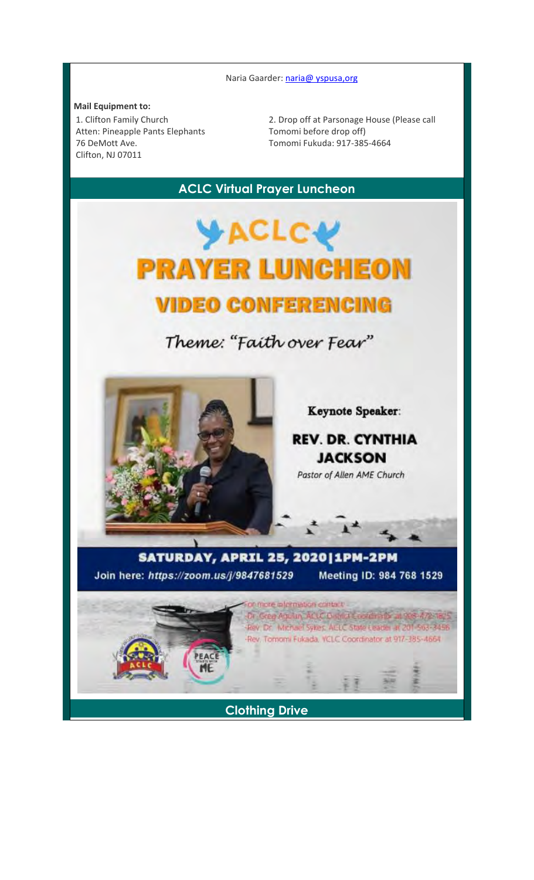Naria Gaarder: naria@ yspusa,org

**Mail Equipment to:**

1. Clifton Family Church
Atten: Pineapple Pants Elephants
76 DeMott Ave.
Clifton, NJ 07011

2. Drop off at Parsonage House (Please call Tomomi before drop off)
Tomomi Fukuda: 917-385-4664

## ACLC Virtual Prayer Luncheon

# ACLC PRAYER LUNCHEON VIDEO CONFERENCING

*Theme: "Faith over Fear"*

**Keynote Speaker:**

**REV. DR. CYNTHIA JACKSON**

*Pastor of Allen AME Church*

**SATURDAY, APRIL 25, 2020|1PM-2PM**

Join here: *https://zoom.us/j/9847681529* Meeting ID: 984 768 1529

For more information contact:
-Dr. Greg Aguilan, ACLC District Coordinator at 908-472-1625
-Rev. Dr. Michael Sykes, ACLC State Leader at 201-563-3456
-Rev. Tomomi Fukada, YCLC Coordinator at 917-385-4664

PEACE STARTS WITH ME

## Clothing Drive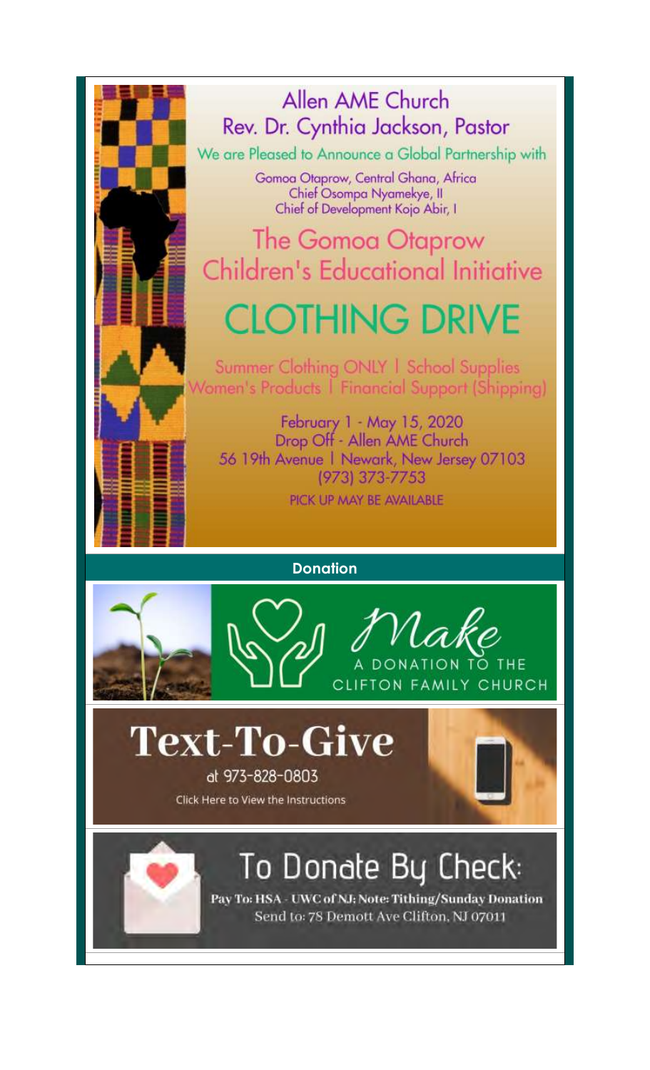# Allen AME Church

Rev. Dr. Cynthia Jackson, Pastor

We are Pleased to Announce a Global Partnership with

Gomoa Otaprow, Central Ghana, Africa
Chief Osompa Nyamekye, II
Chief of Development Kojo Abir, I

## The Gomoa Otaprow Children's Educational Initiative

# CLOTHING DRIVE

Summer Clothing ONLY | School Supplies
Women's Products | Financial Support (Shipping)

February 1 - May 15, 2020
Drop Off - Allen AME Church
56 19th Avenue | Newark, New Jersey 07103
(973) 373-7753

PICK UP MAY BE AVAILABLE

**Donation**

*Make* A DONATION TO THE CLIFTON FAMILY CHURCH

## Text-To-Give

at 973-828-0803

Click Here to View the Instructions

## To Donate By Check:

**Pay To: HSA - UWC of NJ; Note: Tithing/Sunday Donation**

Send to: 78 Demott Ave Clifton, NJ 07011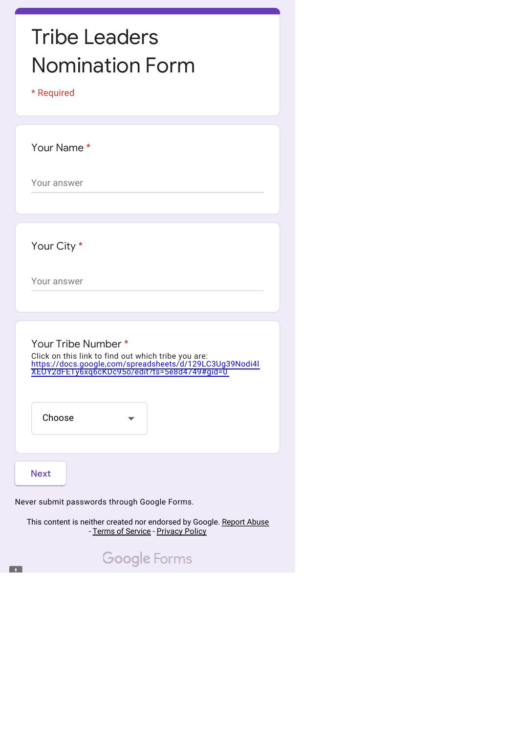# Tribe Leaders Nomination Form

* Required

Your Name *

Your answer

Your City *

Your answer

Your Tribe Number *

Click on this link to find out which tribe you are:
https://docs.google.com/spreadsheets/d/129LC3Ug39Nodi4lXEOY2dFETy6xq6cKDc95o/edit?ts=5e8d4749#gid=0

Choose

Next

Never submit passwords through Google Forms.

This content is neither created nor endorsed by Google. Report Abuse - Terms of Service - Privacy Policy

Google Forms